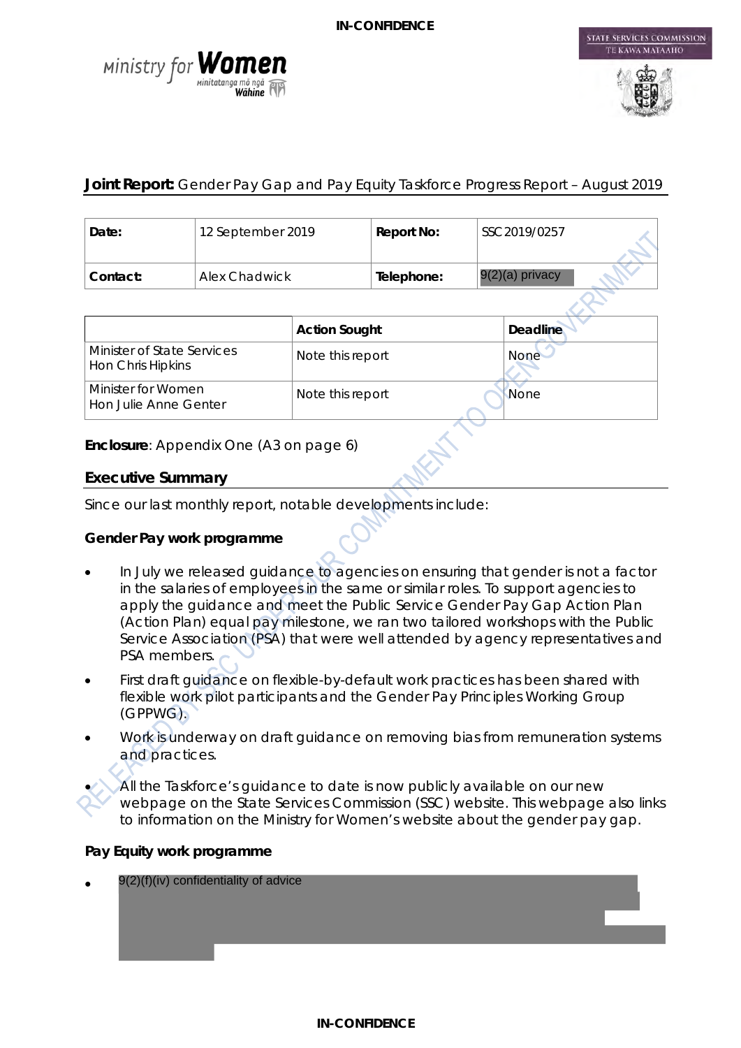IN-CONFIDENCE

Ministry for Women

STATE SERVICES COMMISSION
TE KAWA MATAAHO

**Joint Report:** Gender Pay Gap and Pay Equity Taskforce Progress Report – August 2019

| **Date:** | 12 September 2019 | **Report No:** | SSC 2019/0257 |
|---|---|---|---|
| **Contact:** | Alex Chadwick | **Telephone:** | 9(2)(a) privacy |

| | **Action Sought** | **Deadline** |
|---|---|---|
| Minister of State Services<br>Hon Chris Hipkins | Note this report | None |
| Minister for Women<br>Hon Julie Anne Genter | Note this report | None |

**Enclosure**: Appendix One (A3 on page 6)

## Executive Summary

Since our last monthly report, notable developments include:

### Gender Pay work programme

- In July we released guidance to agencies on ensuring that gender is not a factor in the salaries of employees in the same or similar roles. To support agencies to apply the guidance and meet the Public Service Gender Pay Gap Action Plan (Action Plan) equal pay milestone, we ran two tailored workshops with the Public Service Association (PSA) that were well attended by agency representatives and PSA members.
- First draft guidance on flexible-by-default work practices has been shared with flexible work pilot participants and the Gender Pay Principles Working Group (GPPWG).
- Work is underway on draft guidance on removing bias from remuneration systems and practices.
- All the Taskforce's guidance to date is now publicly available on our new webpage on the State Services Commission (SSC) website. This webpage also links to information on the Ministry for Women's website about the gender pay gap.

### Pay Equity work programme

- 9(2)(f)(iv) confidentiality of advice

IN-CONFIDENCE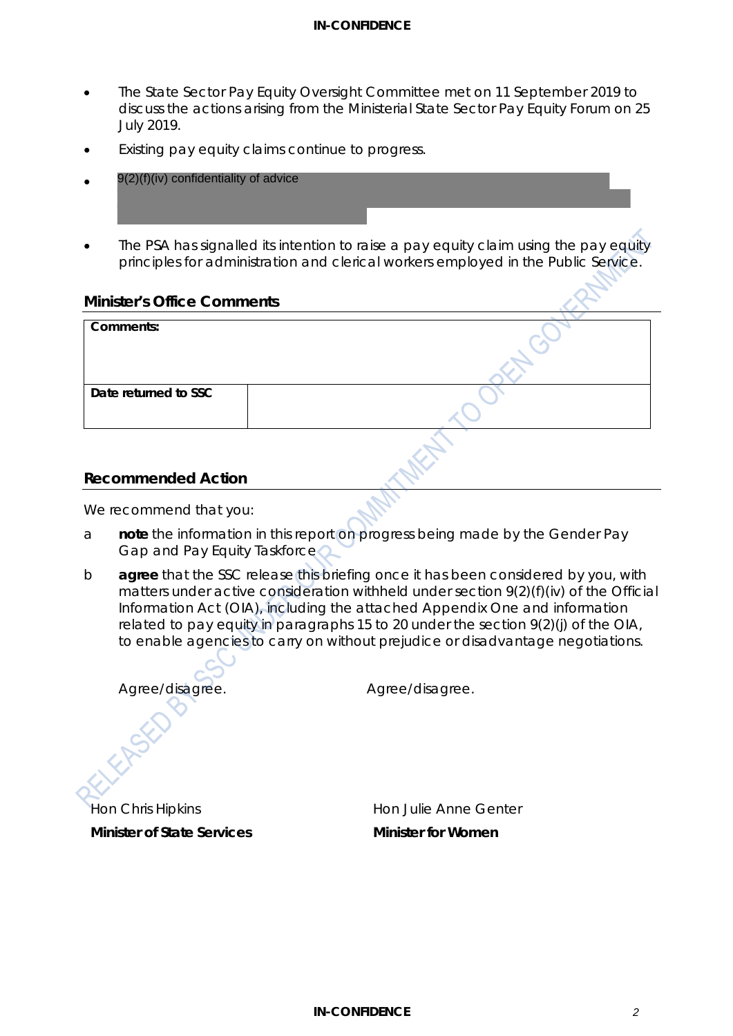- The State Sector Pay Equity Oversight Committee met on 11 September 2019 to discuss the actions arising from the Ministerial State Sector Pay Equity Forum on 25 July 2019.
- Existing pay equity claims continue to progress.
- 9(2)(f)(iv) confidentiality of advice
- The PSA has signalled its intention to raise a pay equity claim using the pay equity principles for administration and clerical workers employed in the Public Service.

## Minister's Office Comments

| **Comments:** | |
|---|---|
| **Date returned to SSC** | |

## Recommended Action

We recommend that you:

a **note** the information in this report on progress being made by the Gender Pay Gap and Pay Equity Taskforce

b **agree** that the SSC release this briefing once it has been considered by you, with matters under active consideration withheld under section 9(2)(f)(iv) of the Official Information Act (OIA), including the attached Appendix One and information related to pay equity in paragraphs 15 to 20 under the section 9(2)(j) of the OIA, to enable agencies to carry on without prejudice or disadvantage negotiations.

Agree/disagree. Agree/disagree.

Hon Chris Hipkins
**Minister of State Services**

Hon Julie Anne Genter
**Minister for Women**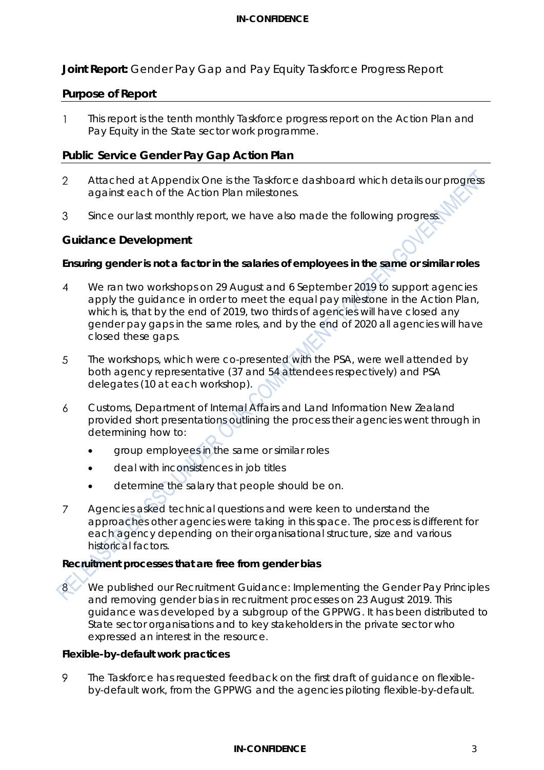**Joint Report:** Gender Pay Gap and Pay Equity Taskforce Progress Report

## Purpose of Report

1 This report is the tenth monthly Taskforce progress report on the Action Plan and Pay Equity in the State sector work programme.

## Public Service Gender Pay Gap Action Plan

2 Attached at Appendix One is the Taskforce dashboard which details our progress against each of the Action Plan milestones.

3 Since our last monthly report, we have also made the following progress.

## Guidance Development

### Ensuring gender is not a factor in the salaries of employees in the same or similar roles

4 We ran two workshops on 29 August and 6 September 2019 to support agencies apply the guidance in order to meet the equal pay milestone in the Action Plan, which is, that by the end of 2019, two thirds of agencies will have closed any gender pay gaps in the same roles, and by the end of 2020 all agencies will have closed these gaps.

5 The workshops, which were co-presented with the PSA, were well attended by both agency representative (37 and 54 attendees respectively) and PSA delegates (10 at each workshop).

6 Customs, Department of Internal Affairs and Land Information New Zealand provided short presentations outlining the process their agencies went through in determining how to:

- group employees in the same or similar roles
- deal with inconsistences in job titles
- determine the salary that people should be on.

7 Agencies asked technical questions and were keen to understand the approaches other agencies were taking in this space. The process is different for each agency depending on their organisational structure, size and various historical factors.

### Recruitment processes that are free from gender bias

8 We published our Recruitment Guidance: Implementing the Gender Pay Principles and removing gender bias in recruitment processes on 23 August 2019. This guidance was developed by a subgroup of the GPPWG. It has been distributed to State sector organisations and to key stakeholders in the private sector who expressed an interest in the resource.

### Flexible-by-default work practices

9 The Taskforce has requested feedback on the first draft of guidance on flexible-by-default work, from the GPPWG and the agencies piloting flexible-by-default.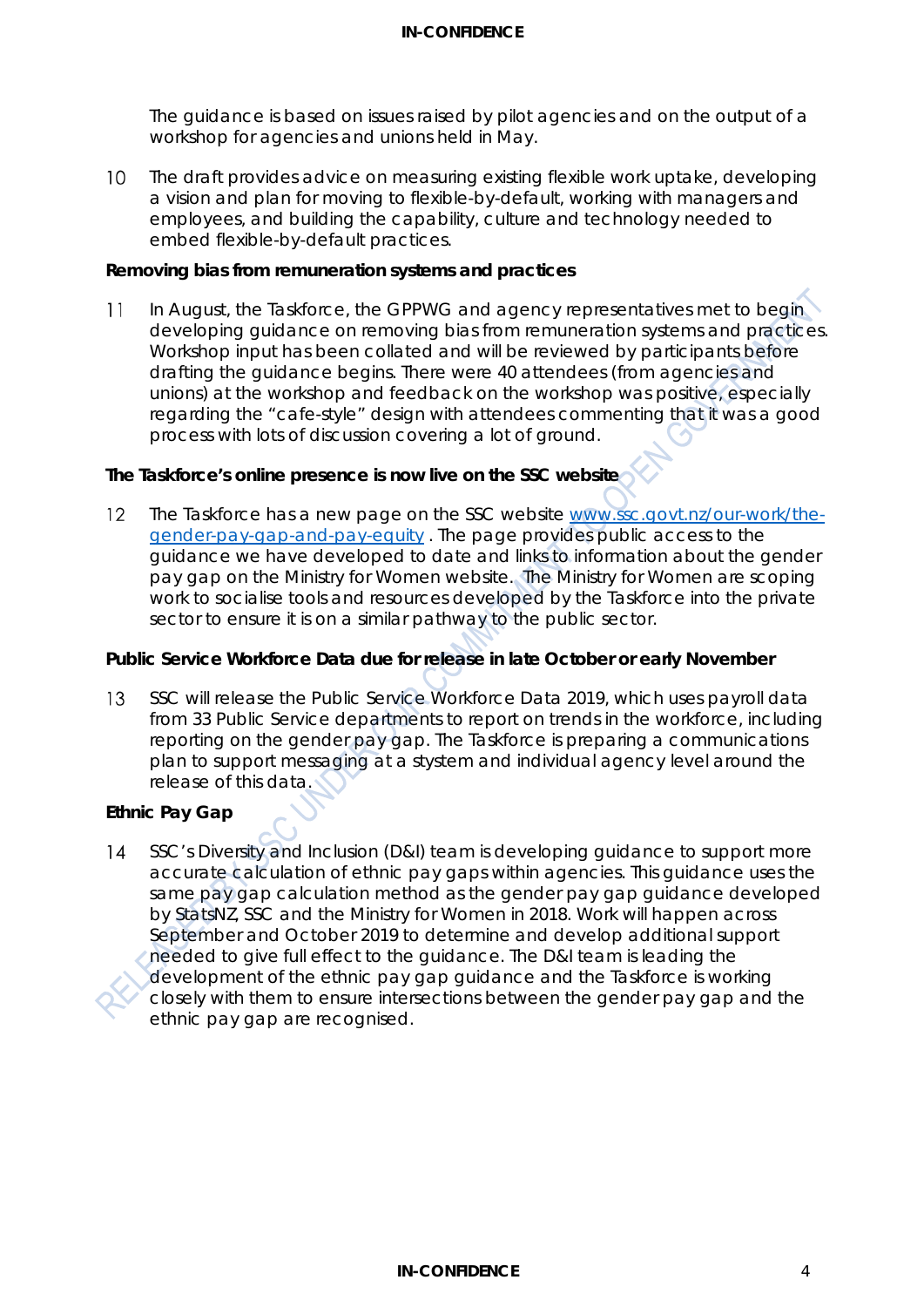The guidance is based on issues raised by pilot agencies and on the output of a workshop for agencies and unions held in May.

10 The draft provides advice on measuring existing flexible work uptake, developing a vision and plan for moving to flexible-by-default, working with managers and employees, and building the capability, culture and technology needed to embed flexible-by-default practices.

**Removing bias from remuneration systems and practices**

11 In August, the Taskforce, the GPPWG and agency representatives met to begin developing guidance on removing bias from remuneration systems and practices. Workshop input has been collated and will be reviewed by participants before drafting the guidance begins. There were 40 attendees (from agencies and unions) at the workshop and feedback on the workshop was positive, especially regarding the "cafe-style" design with attendees commenting that it was a good process with lots of discussion covering a lot of ground.

**The Taskforce's online presence is now live on the SSC website**

12 The Taskforce has a new page on the SSC website [www.ssc.govt.nz/our-work/the-gender-pay-gap-and-pay-equity](www.ssc.govt.nz/our-work/the-gender-pay-gap-and-pay-equity) . The page provides public access to the guidance we have developed to date and links to information about the gender pay gap on the Ministry for Women website. The Ministry for Women are scoping work to socialise tools and resources developed by the Taskforce into the private sector to ensure it is on a similar pathway to the public sector.

**Public Service Workforce Data due for release in late October or early November**

13 SSC will release the Public Service Workforce Data 2019, which uses payroll data from 33 Public Service departments to report on trends in the workforce, including reporting on the gender pay gap. The Taskforce is preparing a communications plan to support messaging at a stystem and individual agency level around the release of this data.

**Ethnic Pay Gap**

14 SSC's Diversity and Inclusion (D&I) team is developing guidance to support more accurate calculation of ethnic pay gaps within agencies. This guidance uses the same pay gap calculation method as the gender pay gap guidance developed by StatsNZ, SSC and the Ministry for Women in 2018. Work will happen across September and October 2019 to determine and develop additional support needed to give full effect to the guidance. The D&I team is leading the development of the ethnic pay gap guidance and the Taskforce is working closely with them to ensure intersections between the gender pay gap and the ethnic pay gap are recognised.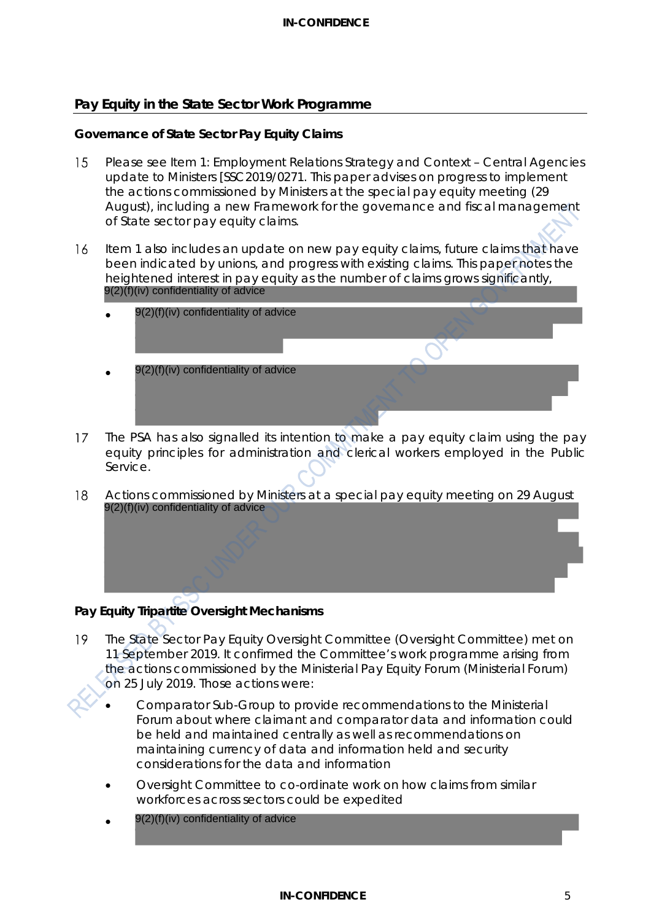## Pay Equity in the State Sector Work Programme

### Governance of State Sector Pay Equity Claims

15 Please see Item 1: Employment Relations Strategy and Context – Central Agencies update to Ministers [SSC2019/0271. This paper advises on progress to implement the actions commissioned by Ministers at the special pay equity meeting (29 August), including a new Framework for the governance and fiscal management of State sector pay equity claims.

16 Item 1 also includes an update on new pay equity claims, future claims that have been indicated by unions, and progress with existing claims. This paper notes the heightened interest in pay equity as the number of claims grows significantly, 9(2)(f)(iv) confidentiality of advice

- 9(2)(f)(iv) confidentiality of advice
- 9(2)(f)(iv) confidentiality of advice

17 The PSA has also signalled its intention to make a pay equity claim using the pay equity principles for administration and clerical workers employed in the Public Service.

18 Actions commissioned by Ministers at a special pay equity meeting on 29 August 9(2)(f)(iv) confidentiality of advice

### Pay Equity Tripartite Oversight Mechanisms

19 The State Sector Pay Equity Oversight Committee (Oversight Committee) met on 11 September 2019. It confirmed the Committee's work programme arising from the actions commissioned by the Ministerial Pay Equity Forum (Ministerial Forum) on 25 July 2019. Those actions were:

- Comparator Sub-Group to provide recommendations to the Ministerial Forum about where claimant and comparator data and information could be held and maintained centrally as well as recommendations on maintaining currency of data and information held and security considerations for the data and information
- Oversight Committee to co-ordinate work on how claims from similar workforces across sectors could be expedited
- 9(2)(f)(iv) confidentiality of advice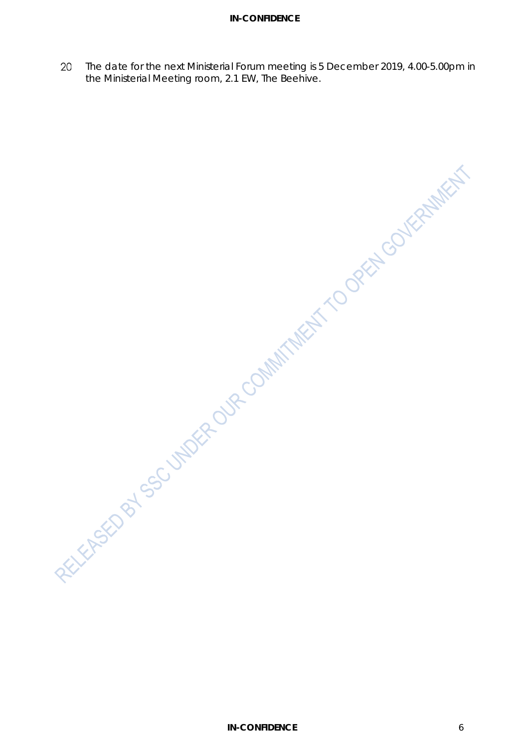20 The date for the next Ministerial Forum meeting is 5 December 2019, 4.00-5.00pm in the Ministerial Meeting room, 2.1 EW, The Beehive.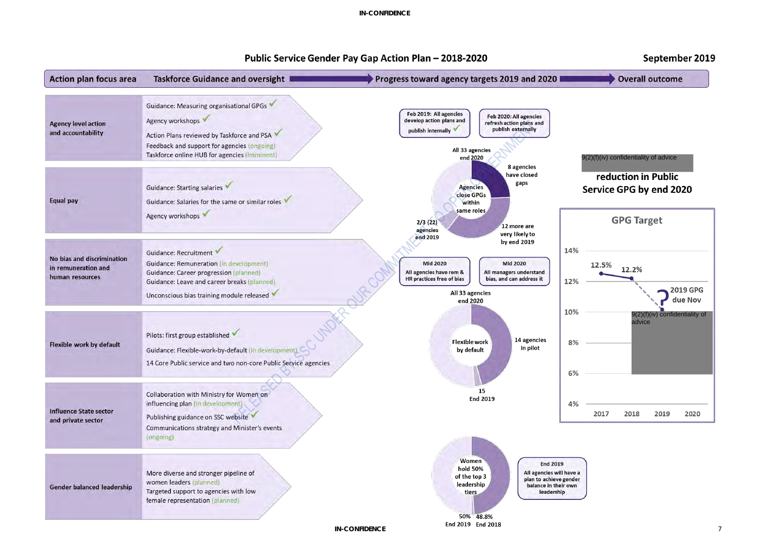# Public Service Gender Pay Gap Action Plan – 2018-2020

September 2019

| Action plan focus area | Taskforce Guidance and oversight |
|---|---|
| Agency level action and accountability | Guidance: Measuring organisational GPGs ✓<br>Agency workshops ✓<br>Action Plans reviewed by Taskforce and PSA ✓<br>Feedback and support for agencies (ongoing)<br>Taskforce online HUB for agencies (imminent) |
| Equal pay | Guidance: Starting salaries ✓<br>Guidance: Salaries for the same or similar roles ✓<br>Agency workshops ✓ |
| No bias and discrimination in remuneration and human resources | Guidance: Recruitment ✓<br>Guidance: Remuneration (in development)<br>Guidance: Career progression (planned)<br>Guidance: Leave and career breaks (planned)<br>Unconscious bias training module released ✓ |
| Flexible work by default | Pilots: first group established ✓<br>Guidance: Flexible-work-by-default (in development)<br>14 Core Public service and two non-core Public Service agencies |
| Influence State sector and private sector | Collaboration with Ministry for Women on influencing plan (in development)<br>Publishing guidance on SSC website ✓<br>Communications strategy and Minister's events (ongoing) |
| Gender balanced leadership | More diverse and stronger pipeline of women leaders (planned)<br>Targeted support to agencies with low female representation (planned) |

## Progress toward agency targets 2019 and 2020

Feb 2019: All agencies develop action plans and publish internally ✓

Feb 2020: All agencies refresh action plans and publish externally

Agencies close GPGs within same roles

All 33 agencies end 2020

8 agencies have closed gaps

12 more are very likely to by end 2019

2/3 (22) agencies end 2019

Mid 2020: All agencies have rem & HR practices free of bias

Mid 2020: All managers understand bias, and can address it

Flexible work by default

All 33 agencies end 2020

14 agencies in pilot

15 End 2019

Women hold 50% of the top 3 leadership tiers

50% End 2019

48.8% End 2018

End 2019: All agencies will have a plan to achieve gender balance in their own leadership

## Overall outcome

9(2)(f)(iv) confidentiality of advice reduction in Public Service GPG by end 2020

GPG Target

14%
12%
10%
8%
6%
4%

2017 2018 2019 2020

12.5%
12.2%

2019 GPG due Nov

9(2)(f)(iv) confidentiality of advice

RELEASED BY SSC UNDER OUR COMMITMENT TO OPEN GOVERNMENT